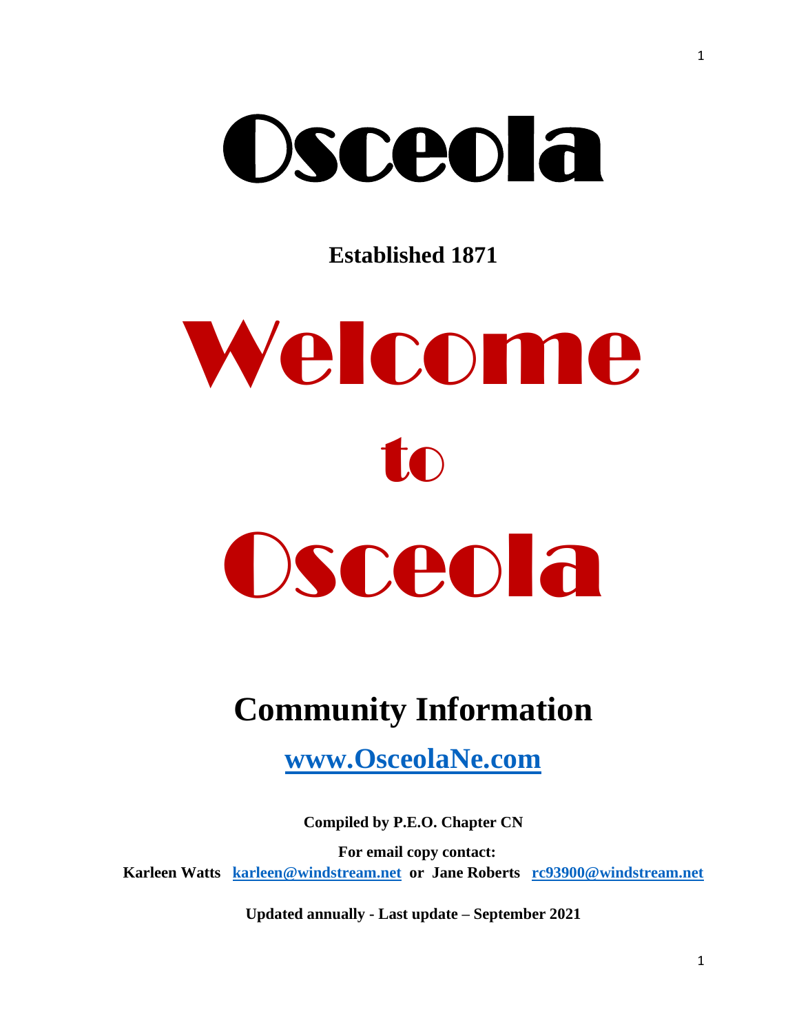# Osceola

**Established 1871**

# Welcome

# to

# Osceola

## Community Information

**[www.OsceolaNe.com](http://www.OsceolaNe.com)**

**Compiled by P.E.O. Chapter CN**

**For email copy contact:**

**Karleen Watts [karleen@windstream.net](mailto:karleen@windstream.net) or Jane Roberts [rc93900@windstream.net](mailto:rc93900@windstream.net)**

**Updated annually - Last update – September 2021**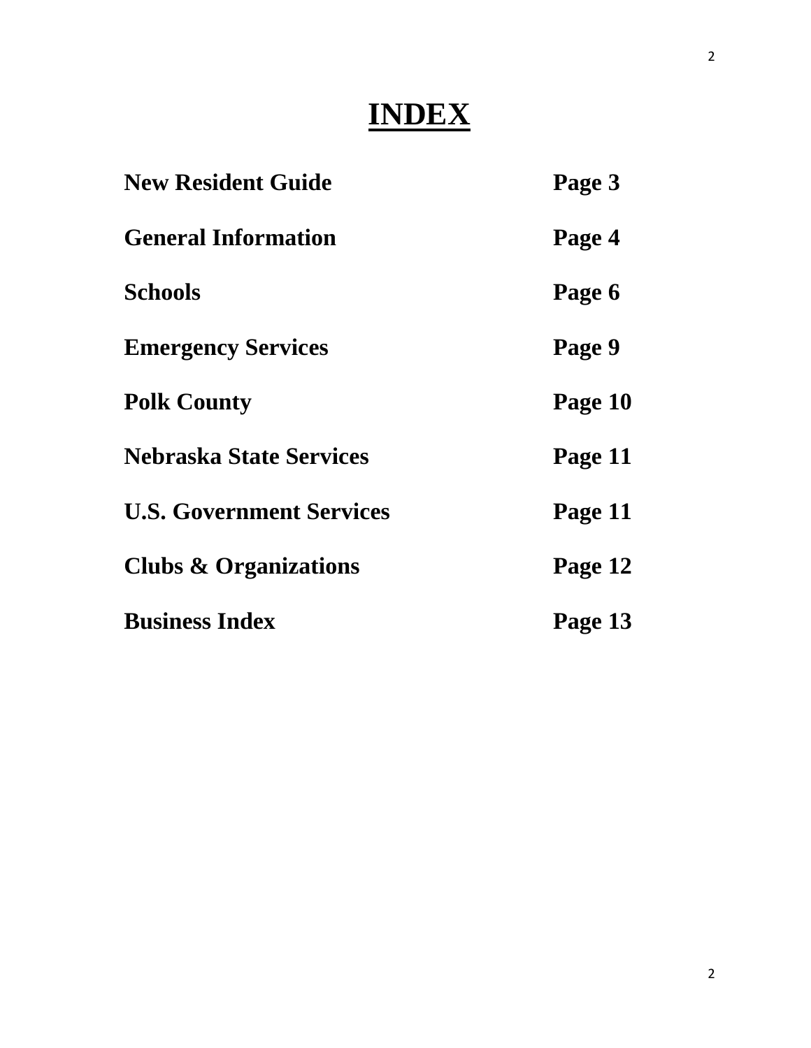# INDEX

| | |
|---|---|
| **New Resident Guide** | **Page 3** |
| **General Information** | **Page 4** |
| **Schools** | **Page 6** |
| **Emergency Services** | **Page 9** |
| **Polk County** | **Page 10** |
| **Nebraska State Services** | **Page 11** |
| **U.S. Government Services** | **Page 11** |
| **Clubs & Organizations** | **Page 12** |
| **Business Index** | **Page 13** |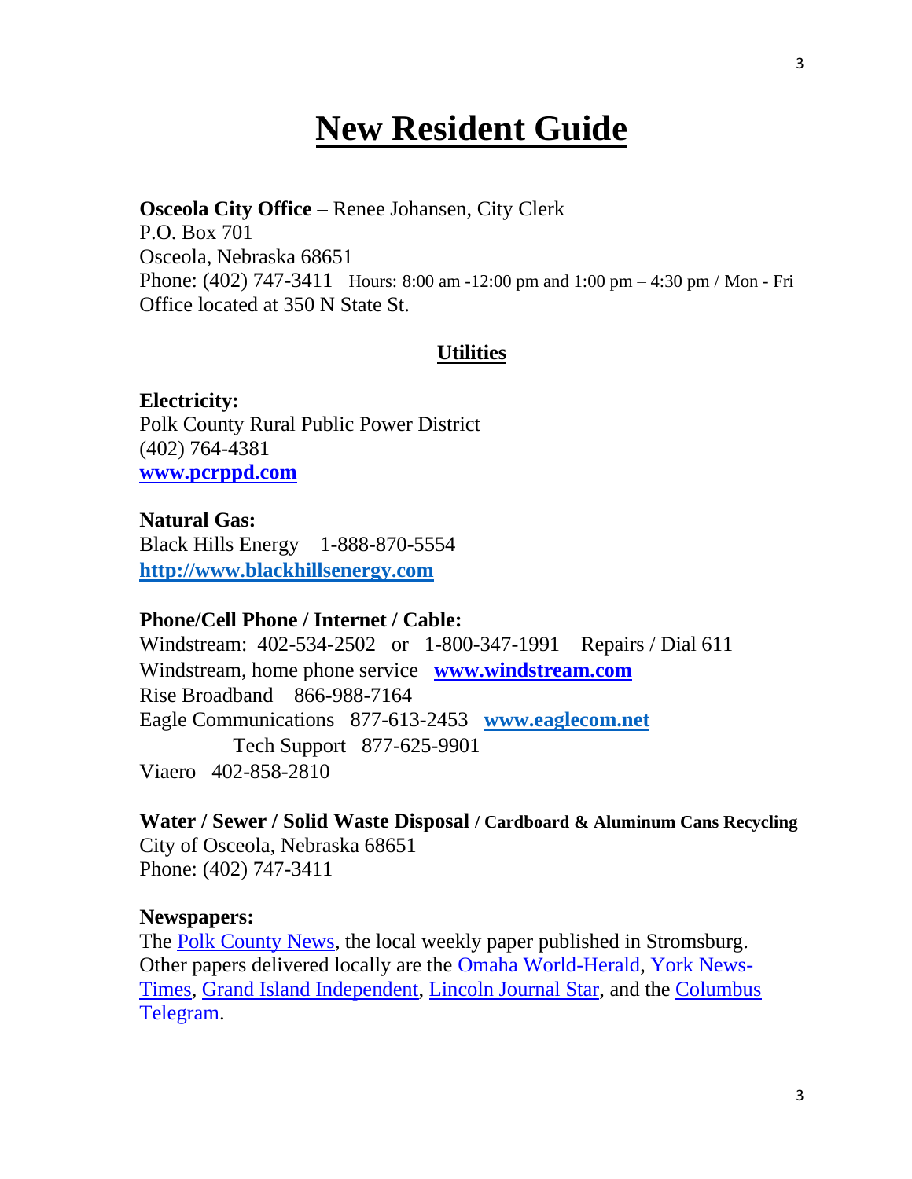# New Resident Guide

**Osceola City Office –** Renee Johansen, City Clerk
P.O. Box 701
Osceola, Nebraska 68651
Phone: (402) 747-3411 Hours: 8:00 am -12:00 pm and 1:00 pm – 4:30 pm / Mon - Fri
Office located at 350 N State St.

## Utilities

**Electricity:**
Polk County Rural Public Power District
(402) 764-4381
**www.pcrppd.com**

**Natural Gas:**
Black Hills Energy 1-888-870-5554
**http://www.blackhillsenergy.com**

**Phone/Cell Phone / Internet / Cable:**
Windstream: 402-534-2502 or 1-800-347-1991 Repairs / Dial 611
Windstream, home phone service **www.windstream.com**
Rise Broadband 866-988-7164
Eagle Communications 877-613-2453 **www.eaglecom.net**
Tech Support 877-625-9901
Viaero 402-858-2810

**Water / Sewer / Solid Waste Disposal / Cardboard & Aluminum Cans Recycling**
City of Osceola, Nebraska 68651
Phone: (402) 747-3411

**Newspapers:**
The Polk County News, the local weekly paper published in Stromsburg. Other papers delivered locally are the Omaha World-Herald, York News-Times, Grand Island Independent, Lincoln Journal Star, and the Columbus Telegram.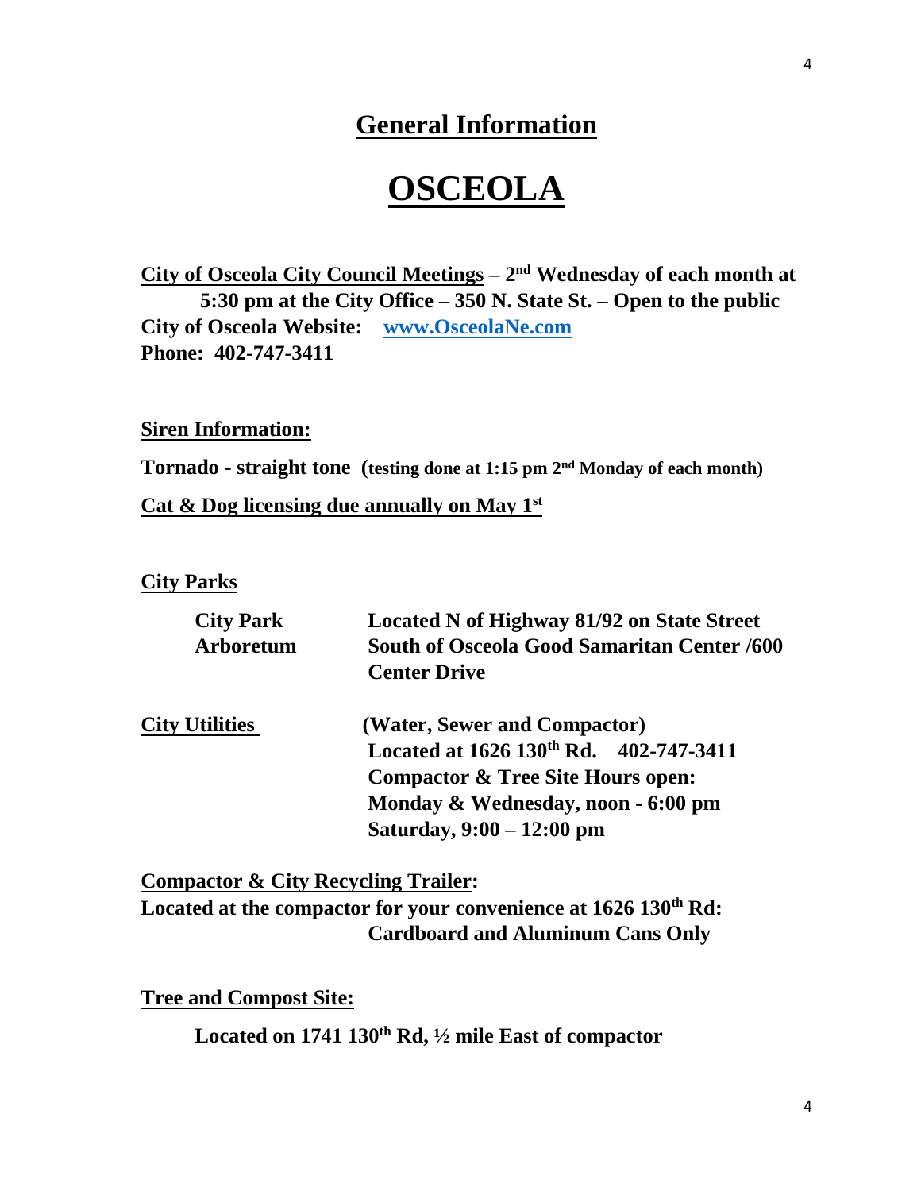## General Information

# OSCEOLA

**City of Osceola City Council Meetings – 2nd Wednesday of each month at 5:30 pm at the City Office – 350 N. State St. – Open to the public**
**City of Osceola Website: www.OsceolaNe.com**
**Phone: 402-747-3411**

**Siren Information:**

**Tornado - straight tone (testing done at 1:15 pm 2nd Monday of each month)**

**Cat & Dog licensing due annually on May 1st**

**City Parks**

| | |
|---|---|
| **City Park** | **Located N of Highway 81/92 on State Street** |
| **Arboretum** | **South of Osceola Good Samaritan Center /600 Center Drive** |

**City Utilities** (Water, Sewer and Compactor)
**Located at 1626 130th Rd. 402-747-3411**
**Compactor & Tree Site Hours open:**
**Monday & Wednesday, noon - 6:00 pm**
**Saturday, 9:00 – 12:00 pm**

**Compactor & City Recycling Trailer:**
**Located at the compactor for your convenience at 1626 130th Rd:**
**Cardboard and Aluminum Cans Only**

**Tree and Compost Site:**

**Located on 1741 130th Rd, ½ mile East of compactor**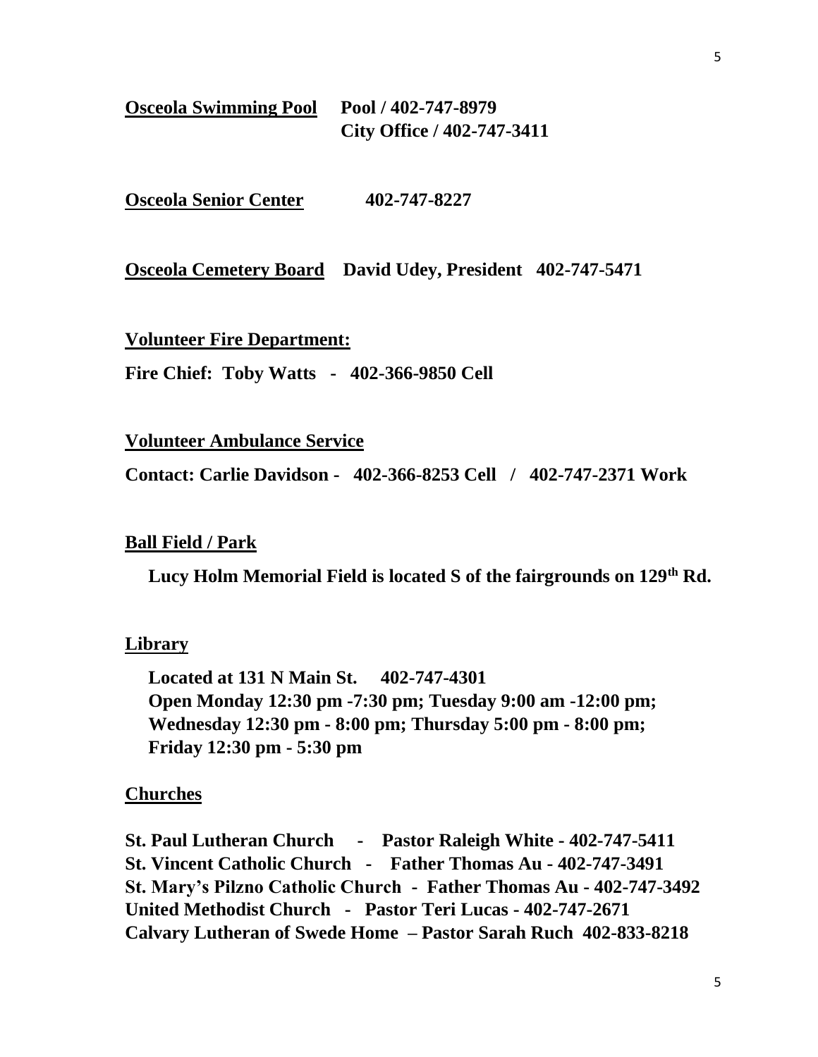**Osceola Swimming Pool** Pool / 402-747-8979
City Office / 402-747-3411

**Osceola Senior Center** 402-747-8227

**Osceola Cemetery Board** David Udey, President 402-747-5471

**Volunteer Fire Department:**

**Fire Chief: Toby Watts - 402-366-9850 Cell**

**Volunteer Ambulance Service**

**Contact: Carlie Davidson - 402-366-8253 Cell / 402-747-2371 Work**

**Ball Field / Park**

**Lucy Holm Memorial Field is located S of the fairgrounds on 129th Rd.**

**Library**

**Located at 131 N Main St. 402-747-4301**
**Open Monday 12:30 pm -7:30 pm; Tuesday 9:00 am -12:00 pm;**
**Wednesday 12:30 pm - 8:00 pm; Thursday 5:00 pm - 8:00 pm;**
**Friday 12:30 pm - 5:30 pm**

**Churches**

**St. Paul Lutheran Church - Pastor Raleigh White - 402-747-5411**
**St. Vincent Catholic Church - Father Thomas Au - 402-747-3491**
**St. Mary's Pilzno Catholic Church - Father Thomas Au - 402-747-3492**
**United Methodist Church - Pastor Teri Lucas - 402-747-2671**
**Calvary Lutheran of Swede Home – Pastor Sarah Ruch 402-833-8218**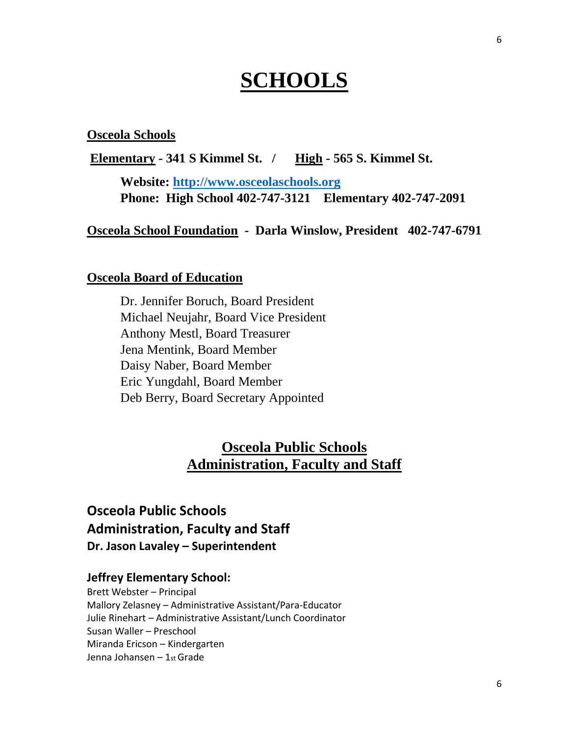# SCHOOLS

**Osceola Schools**

**Elementary - 341 S Kimmel St. / High - 565 S. Kimmel St.**

**Website: [http://www.osceolaschools.org](http://www.osceolaschools.org)**
**Phone: High School 402-747-3121 Elementary 402-747-2091**

**Osceola School Foundation - Darla Winslow, President 402-747-6791**

**Osceola Board of Education**

Dr. Jennifer Boruch, Board President
Michael Neujahr, Board Vice President
Anthony Mestl, Board Treasurer
Jena Mentink, Board Member
Daisy Naber, Board Member
Eric Yungdahl, Board Member
Deb Berry, Board Secretary Appointed

## Osceola Public Schools Administration, Faculty and Staff

### Osceola Public Schools Administration, Faculty and Staff

**Dr. Jason Lavaley – Superintendent**

#### Jeffrey Elementary School:

Brett Webster – Principal
Mallory Zelasney – Administrative Assistant/Para-Educator
Julie Rinehart – Administrative Assistant/Lunch Coordinator
Susan Waller – Preschool
Miranda Ericson – Kindergarten
Jenna Johansen – 1st Grade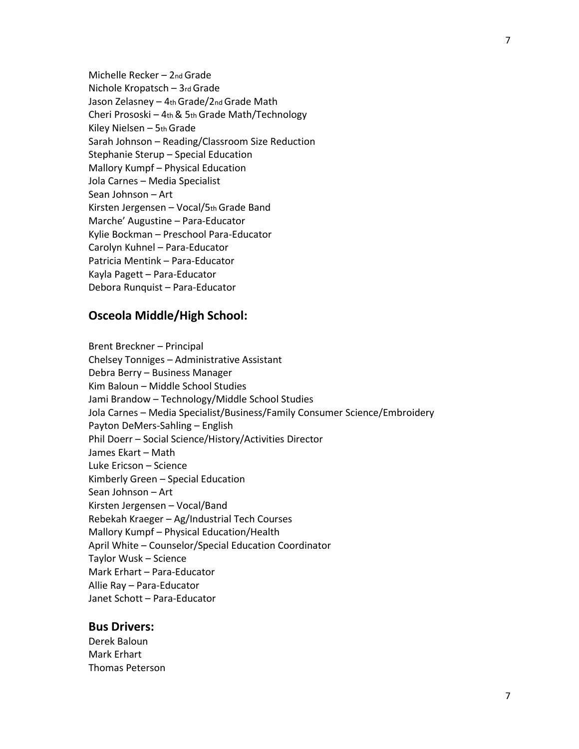Michelle Recker – 2nd Grade
Nichole Kropatsch – 3rd Grade
Jason Zelasney – 4th Grade/2nd Grade Math
Cheri Prososki – 4th & 5th Grade Math/Technology
Kiley Nielsen – 5th Grade
Sarah Johnson – Reading/Classroom Size Reduction
Stephanie Sterup – Special Education
Mallory Kumpf – Physical Education
Jola Carnes – Media Specialist
Sean Johnson – Art
Kirsten Jergensen – Vocal/5th Grade Band
Marche' Augustine – Para-Educator
Kylie Bockman – Preschool Para-Educator
Carolyn Kuhnel – Para-Educator
Patricia Mentink – Para-Educator
Kayla Pagett – Para-Educator
Debora Runquist – Para-Educator

## Osceola Middle/High School:

Brent Breckner – Principal
Chelsey Tonniges – Administrative Assistant
Debra Berry – Business Manager
Kim Baloun – Middle School Studies
Jami Brandow – Technology/Middle School Studies
Jola Carnes – Media Specialist/Business/Family Consumer Science/Embroidery
Payton DeMers-Sahling – English
Phil Doerr – Social Science/History/Activities Director
James Ekart – Math
Luke Ericson – Science
Kimberly Green – Special Education
Sean Johnson – Art
Kirsten Jergensen – Vocal/Band
Rebekah Kraeger – Ag/Industrial Tech Courses
Mallory Kumpf – Physical Education/Health
April White – Counselor/Special Education Coordinator
Taylor Wusk – Science
Mark Erhart – Para-Educator
Allie Ray – Para-Educator
Janet Schott – Para-Educator

## Bus Drivers:

Derek Baloun
Mark Erhart
Thomas Peterson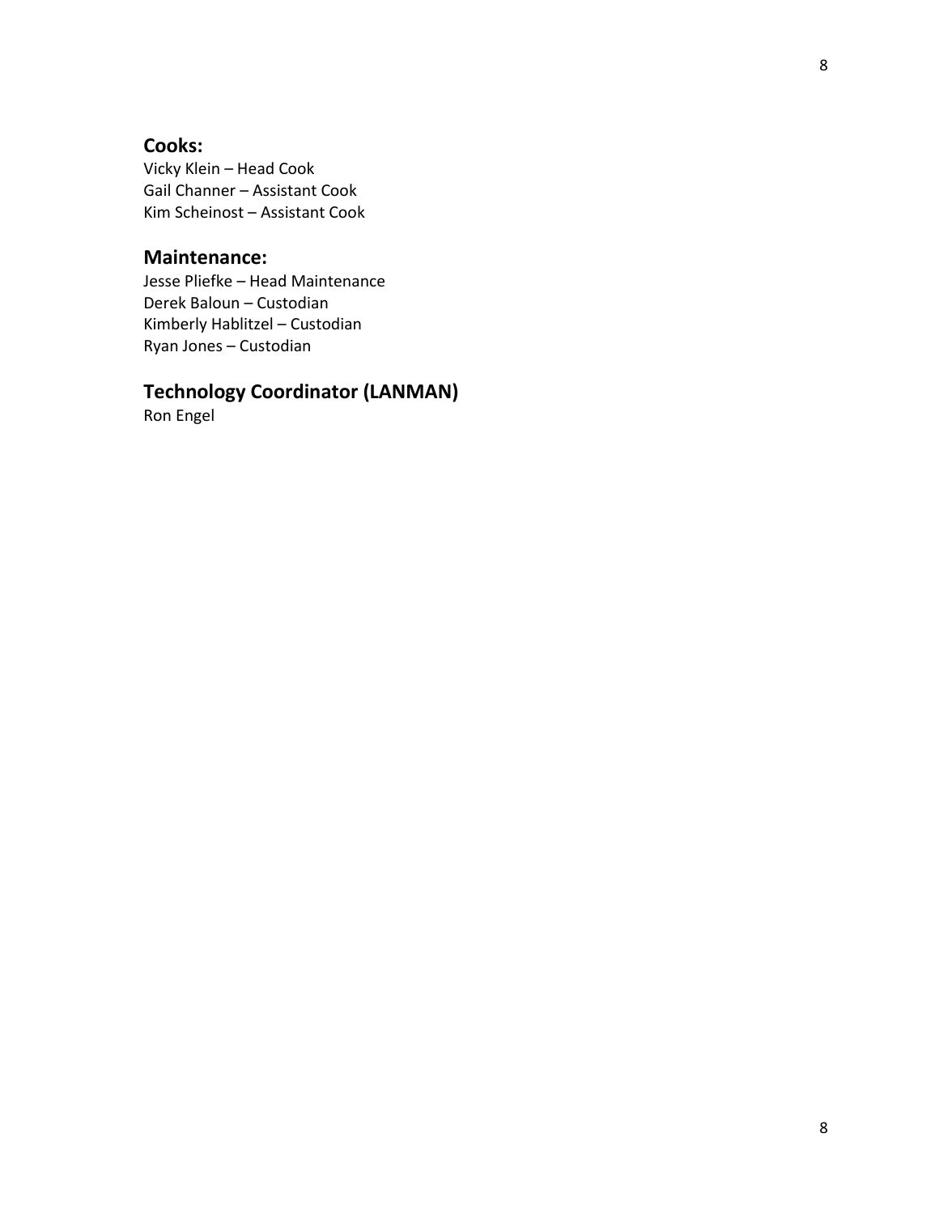## Cooks:

Vicky Klein – Head Cook
Gail Channer – Assistant Cook
Kim Scheinost – Assistant Cook

## Maintenance:

Jesse Pliefke – Head Maintenance
Derek Baloun – Custodian
Kimberly Hablitzel – Custodian
Ryan Jones – Custodian

## Technology Coordinator (LANMAN)

Ron Engel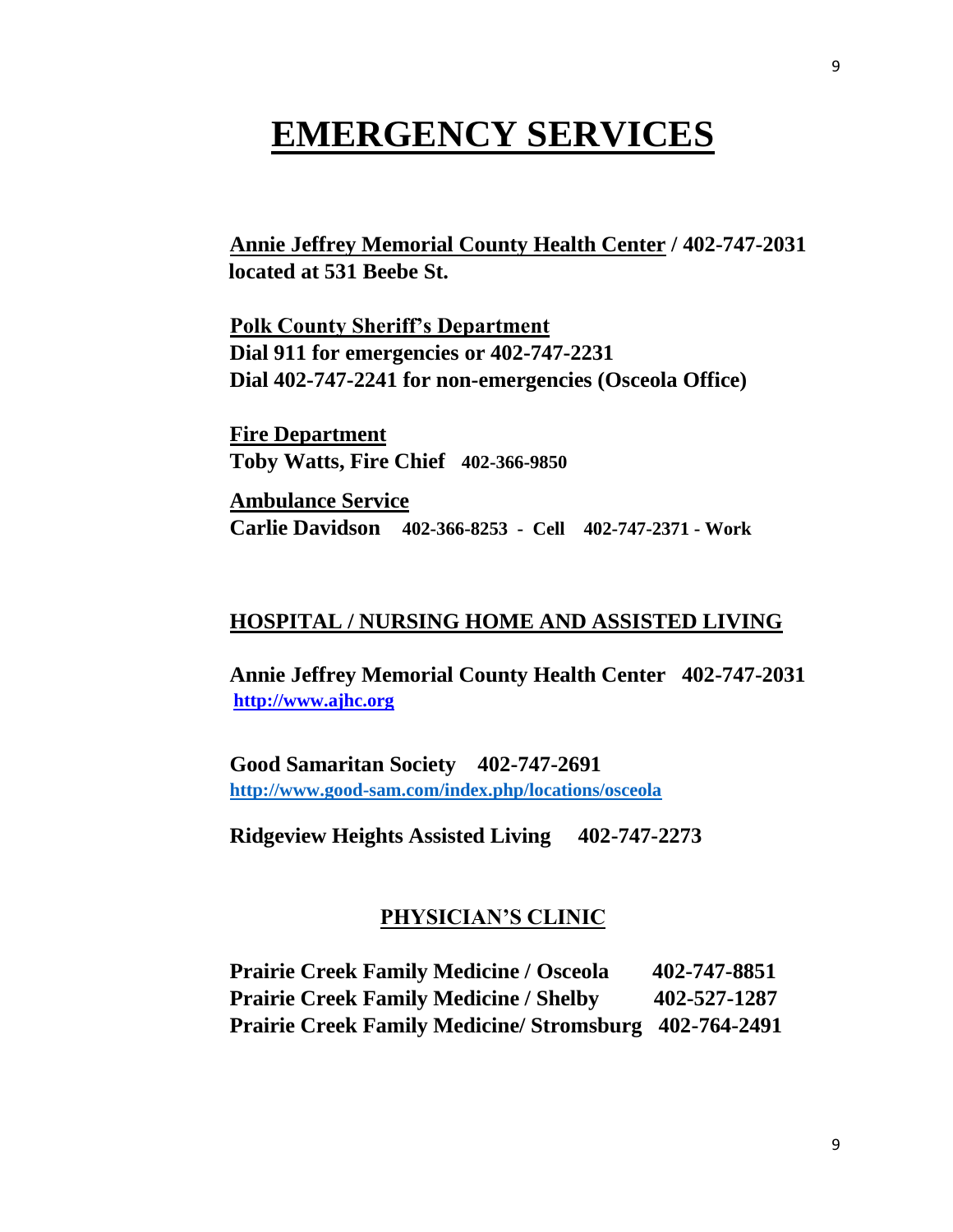# EMERGENCY SERVICES

**Annie Jeffrey Memorial County Health Center / 402-747-2031**
**located at 531 Beebe St.**

**Polk County Sheriff's Department**
**Dial 911 for emergencies or 402-747-2231**
**Dial 402-747-2241 for non-emergencies (Osceola Office)**

**Fire Department**
**Toby Watts, Fire Chief 402-366-9850**

**Ambulance Service**
**Carlie Davidson 402-366-8253 - Cell 402-747-2371 - Work**

## HOSPITAL / NURSING HOME AND ASSISTED LIVING

**Annie Jeffrey Memorial County Health Center 402-747-2031**
[http://www.ajhc.org](http://www.ajhc.org)

**Good Samaritan Society 402-747-2691**
[http://www.good-sam.com/index.php/locations/osceola](http://www.good-sam.com/index.php/locations/osceola)

**Ridgeview Heights Assisted Living 402-747-2273**

## PHYSICIAN'S CLINIC

**Prairie Creek Family Medicine / Osceola 402-747-8851**
**Prairie Creek Family Medicine / Shelby 402-527-1287**
**Prairie Creek Family Medicine/ Stromsburg 402-764-2491**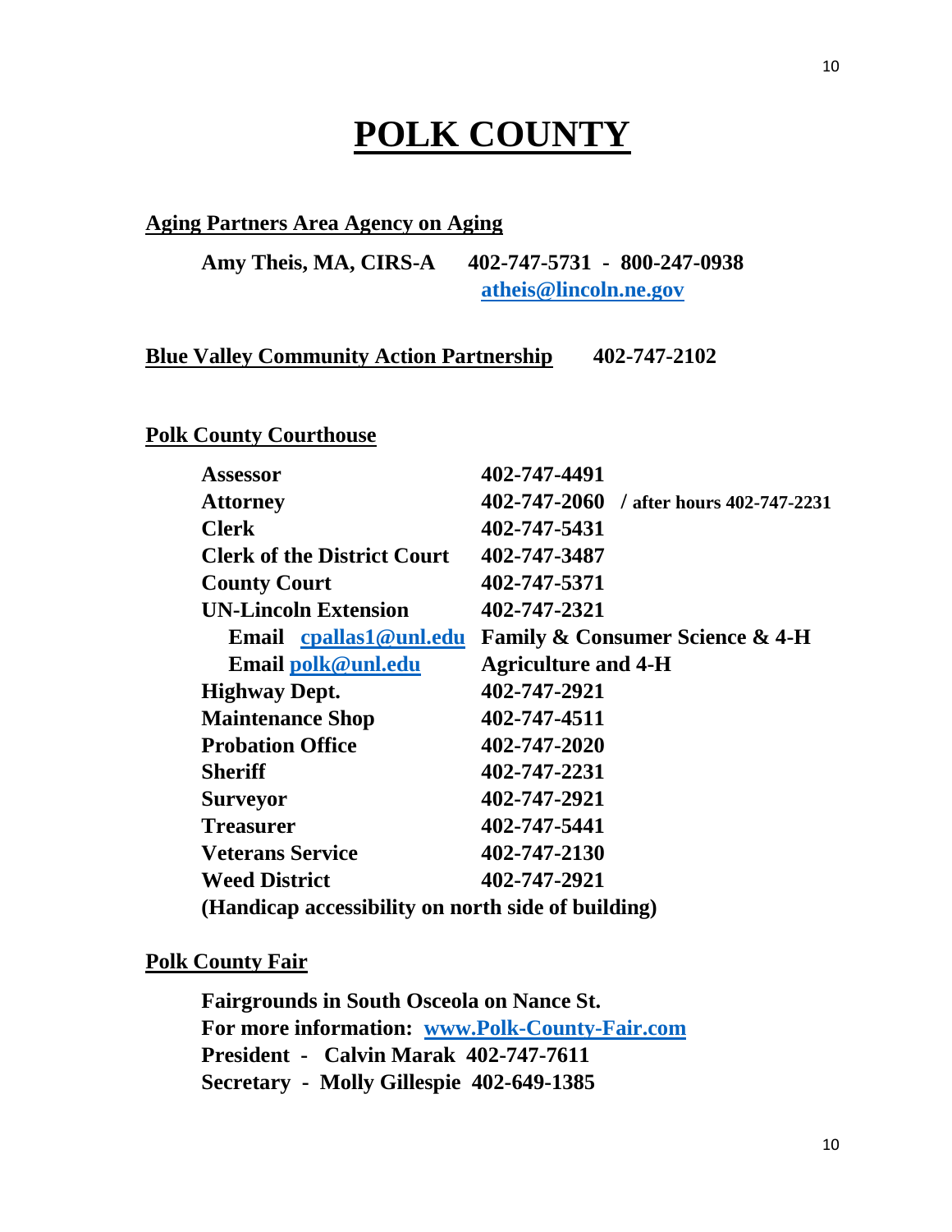# POLK COUNTY

**Aging Partners Area Agency on Aging**

**Amy Theis, MA, CIRS-A    402-747-5731 - 800-247-0938**
**atheis@lincoln.ne.gov**

**Blue Valley Community Action Partnership    402-747-2102**

**Polk County Courthouse**

| | |
|---|---|
| **Assessor** | **402-747-4491** |
| **Attorney** | **402-747-2060 / after hours 402-747-2231** |
| **Clerk** | **402-747-5431** |
| **Clerk of the District Court** | **402-747-3487** |
| **County Court** | **402-747-5371** |
| **UN-Lincoln Extension** | **402-747-2321** |
| **Email cpallas1@unl.edu** | **Family & Consumer Science & 4-H** |
| **Email polk@unl.edu** | **Agriculture and 4-H** |
| **Highway Dept.** | **402-747-2921** |
| **Maintenance Shop** | **402-747-4511** |
| **Probation Office** | **402-747-2020** |
| **Sheriff** | **402-747-2231** |
| **Surveyor** | **402-747-2921** |
| **Treasurer** | **402-747-5441** |
| **Veterans Service** | **402-747-2130** |
| **Weed District** | **402-747-2921** |

**(Handicap accessibility on north side of building)**

**Polk County Fair**

**Fairgrounds in South Osceola on Nance St.**
**For more information: www.Polk-County-Fair.com**
**President - Calvin Marak 402-747-7611**
**Secretary - Molly Gillespie 402-649-1385**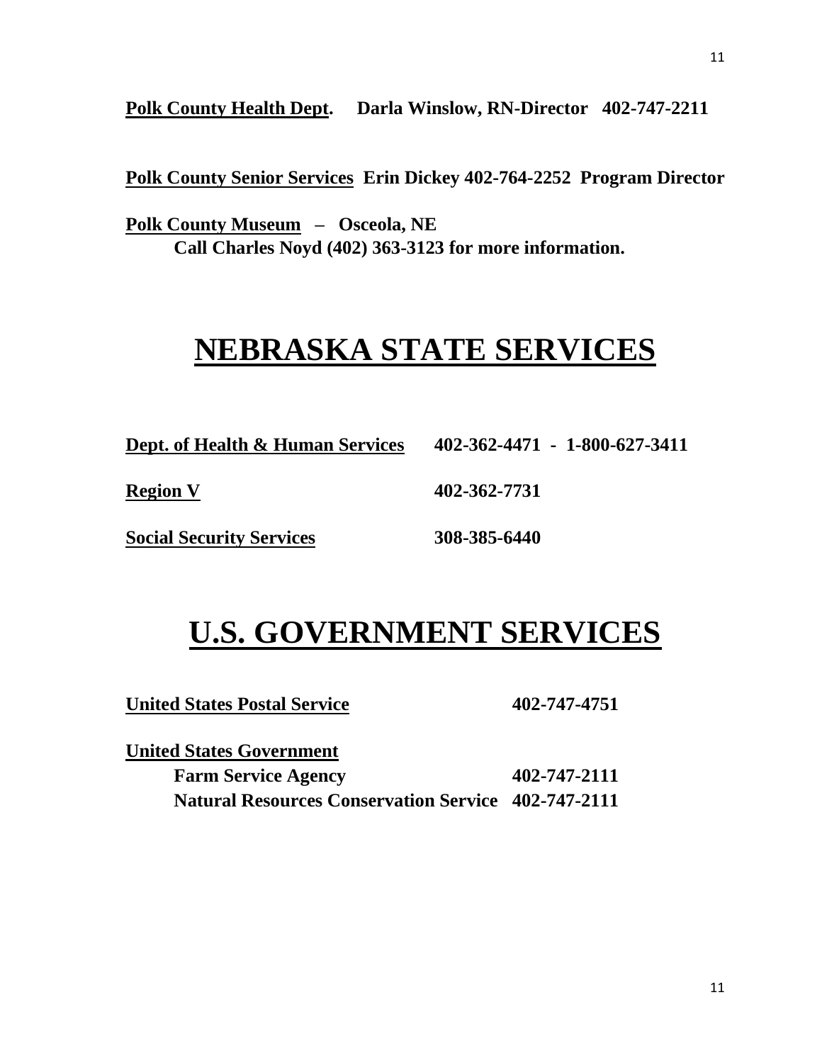**Polk County Health Dept.**  **Darla Winslow, RN-Director 402-747-2211**

**Polk County Senior Services** **Erin Dickey 402-764-2252 Program Director**

**Polk County Museum** **– Osceola, NE**
**Call Charles Noyd (402) 363-3123 for more information.**

# NEBRASKA STATE SERVICES

**Dept. of Health & Human Services** **402-362-4471 - 1-800-627-3411**

**Region V** **402-362-7731**

**Social Security Services** **308-385-6440**

# U.S. GOVERNMENT SERVICES

**United States Postal Service** **402-747-4751**

**United States Government**
**Farm Service Agency** **402-747-2111**
**Natural Resources Conservation Service 402-747-2111**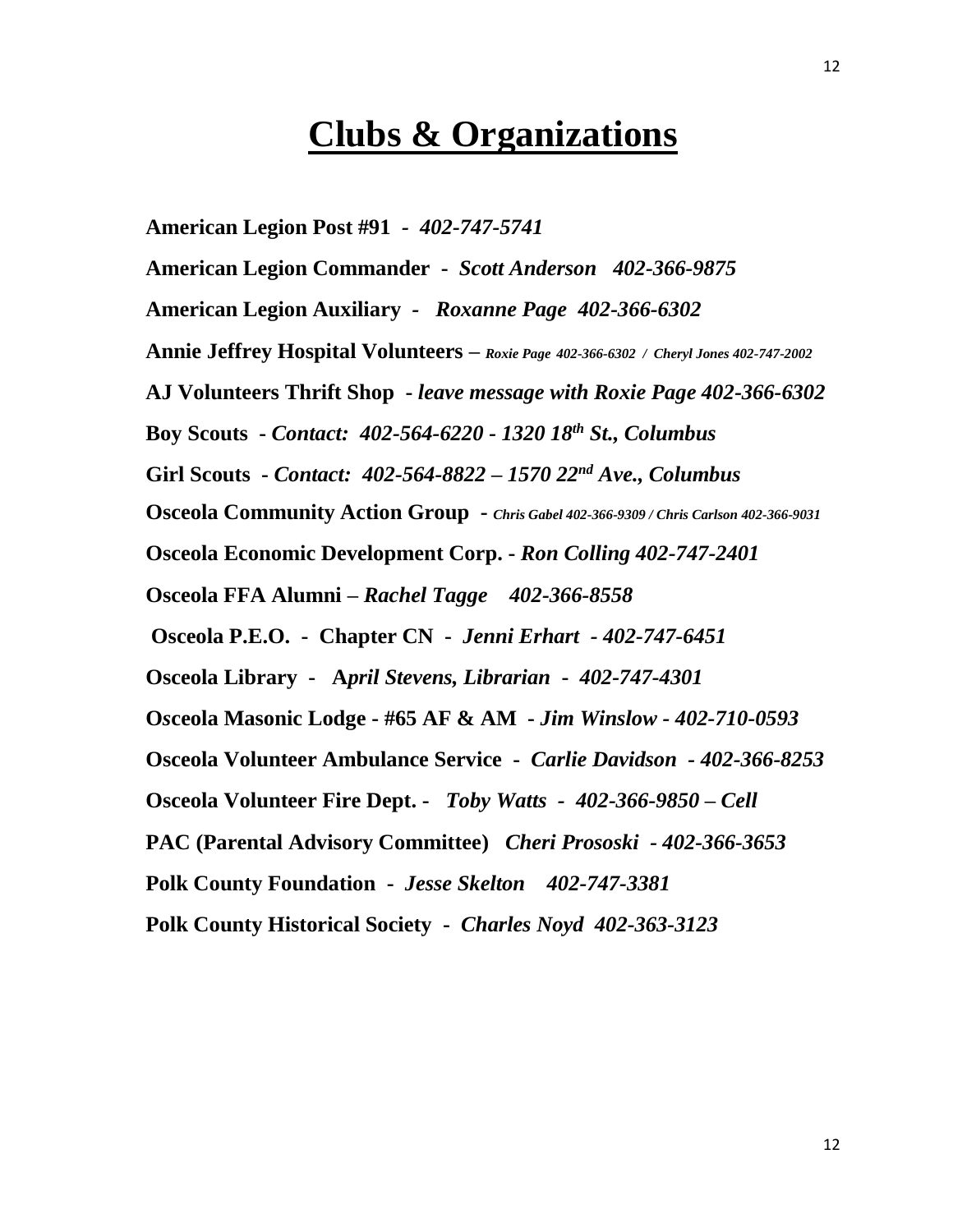# Clubs & Organizations

**American Legion Post #91 -** ***402-747-5741***

**American Legion Commander -** ***Scott Anderson 402-366-9875***

**American Legion Auxiliary -** ***Roxanne Page 402-366-6302***

**Annie Jeffrey Hospital Volunteers –** ***Roxie Page 402-366-6302 / Cheryl Jones 402-747-2002***

**AJ Volunteers Thrift Shop -** ***leave message with Roxie Page 402-366-6302***

**Boy Scouts -** ***Contact: 402-564-6220 - 1320 18th St., Columbus***

**Girl Scouts -** ***Contact: 402-564-8822 – 1570 22nd Ave., Columbus***

**Osceola Community Action Group -** ***Chris Gabel 402-366-9309 / Chris Carlson 402-366-9031***

**Osceola Economic Development Corp. -** ***Ron Colling 402-747-2401***

**Osceola FFA Alumni –** ***Rachel Tagge 402-366-8558***

**Osceola P.E.O. - Chapter CN -** ***Jenni Erhart - 402-747-6451***

**Osceola Library - A*pril Stevens, Librarian - 402-747-4301***

**Osceola Masonic Lodge - #65 AF & AM -** ***Jim Winslow - 402-710-0593***

**Osceola Volunteer Ambulance Service -** ***Carlie Davidson - 402-366-8253***

**Osceola Volunteer Fire Dept. -** ***Toby Watts - 402-366-9850 – Cell***

**PAC (Parental Advisory Committee)** ***Cheri Prososki - 402-366-3653***

**Polk County Foundation -** ***Jesse Skelton 402-747-3381***

**Polk County Historical Society -** ***Charles Noyd 402-363-3123***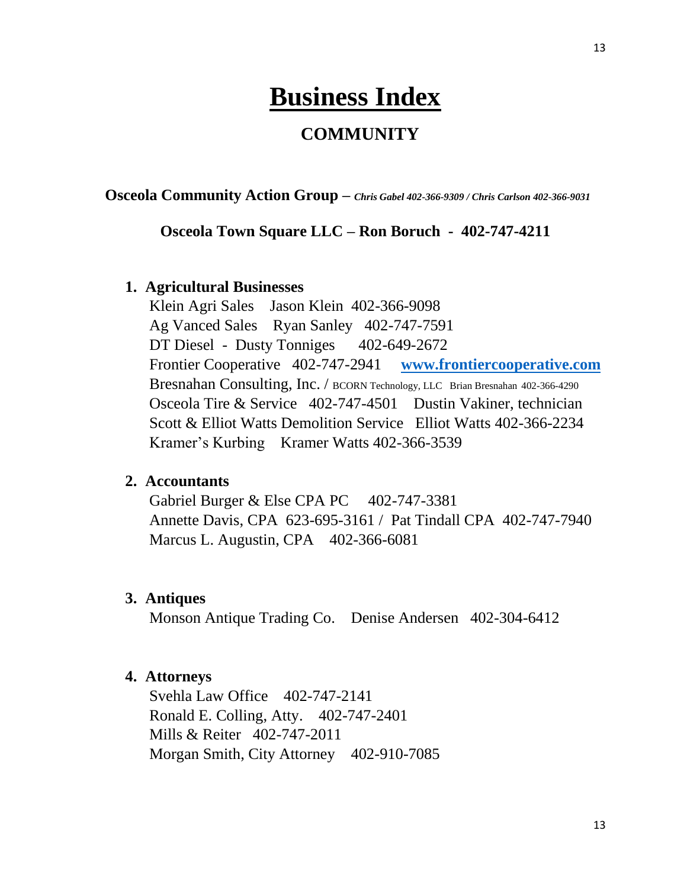# Business Index

## COMMUNITY

**Osceola Community Action Group** – ***Chris Gabel 402-366-9309 / Chris Carlson 402-366-9031***

**Osceola Town Square LLC – Ron Boruch - 402-747-4211**

1. **Agricultural Businesses**
   Klein Agri Sales Jason Klein 402-366-9098
   Ag Vanced Sales Ryan Sanley 402-747-7591
   DT Diesel - Dusty Tonniges 402-649-2672
   Frontier Cooperative 402-747-2941 **www.frontiercooperative.com**
   Bresnahan Consulting, Inc. / BCORN Technology, LLC Brian Bresnahan 402-366-4290
   Osceola Tire & Service 402-747-4501 Dustin Vakiner, technician
   Scott & Elliot Watts Demolition Service Elliot Watts 402-366-2234
   Kramer's Kurbing Kramer Watts 402-366-3539

2. **Accountants**
   Gabriel Burger & Else CPA PC 402-747-3381
   Annette Davis, CPA 623-695-3161 / Pat Tindall CPA 402-747-7940
   Marcus L. Augustin, CPA 402-366-6081

3. **Antiques**
   Monson Antique Trading Co. Denise Andersen 402-304-6412

4. **Attorneys**
   Svehla Law Office 402-747-2141
   Ronald E. Colling, Atty. 402-747-2401
   Mills & Reiter 402-747-2011
   Morgan Smith, City Attorney 402-910-7085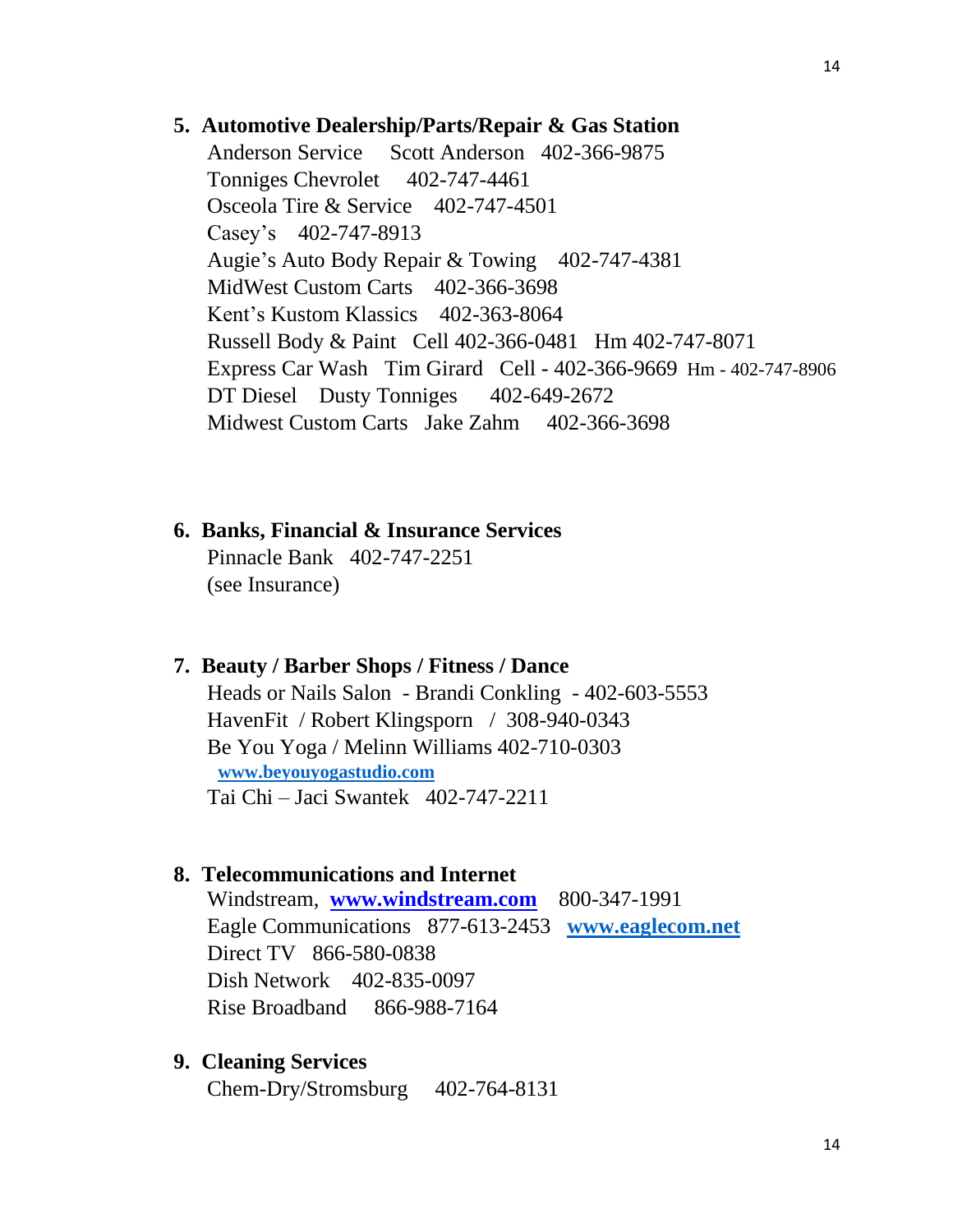## 5. Automotive Dealership/Parts/Repair & Gas Station

Anderson Service Scott Anderson 402-366-9875
Tonniges Chevrolet 402-747-4461
Osceola Tire & Service 402-747-4501
Casey's 402-747-8913
Augie's Auto Body Repair & Towing 402-747-4381
MidWest Custom Carts 402-366-3698
Kent's Kustom Klassics 402-363-8064
Russell Body & Paint Cell 402-366-0481 Hm 402-747-8071
Express Car Wash Tim Girard Cell - 402-366-9669 Hm - 402-747-8906
DT Diesel Dusty Tonniges 402-649-2672
Midwest Custom Carts Jake Zahm 402-366-3698

## 6. Banks, Financial & Insurance Services

Pinnacle Bank 402-747-2251
(see Insurance)

## 7. Beauty / Barber Shops / Fitness / Dance

Heads or Nails Salon - Brandi Conkling - 402-603-5553
HavenFit / Robert Klingsporn / 308-940-0343
Be You Yoga / Melinn Williams 402-710-0303
**www.beyouyogastudio.com**
Tai Chi – Jaci Swantek 402-747-2211

## 8. Telecommunications and Internet

Windstream, **www.windstream.com** 800-347-1991
Eagle Communications 877-613-2453 **www.eaglecom.net**
Direct TV 866-580-0838
Dish Network 402-835-0097
Rise Broadband 866-988-7164

## 9. Cleaning Services

Chem-Dry/Stromsburg 402-764-8131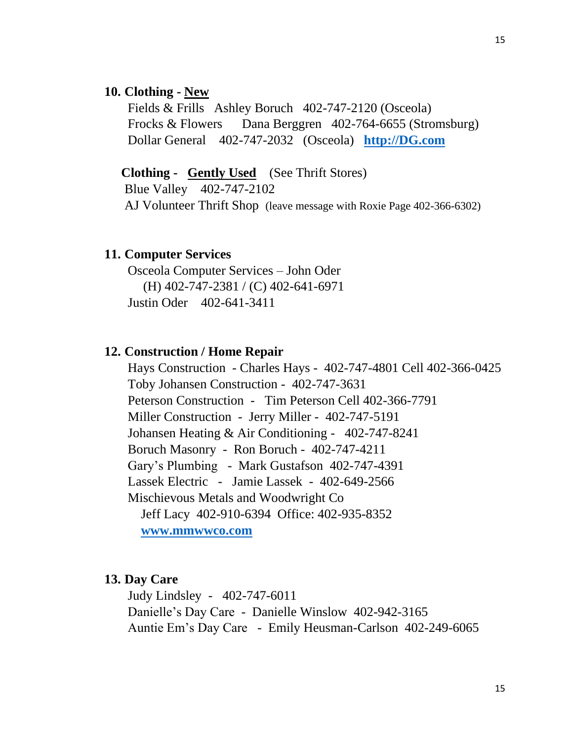## 10. Clothing - <u>New</u>

Fields & Frills  Ashley Boruch  402-747-2120 (Osceola)
Frocks & Flowers  Dana Berggren  402-764-6655 (Stromsburg)
Dollar General  402-747-2032  (Osceola)  **[http://DG.com](http://DG.com)**

**Clothing - <u>Gently Used</u>** (See Thrift Stores)

Blue Valley  402-747-2102
AJ Volunteer Thrift Shop (leave message with Roxie Page 402-366-6302)

## 11. Computer Services

Osceola Computer Services – John Oder
(H) 402-747-2381 / (C) 402-641-6971
Justin Oder  402-641-3411

## 12. Construction / Home Repair

Hays Construction - Charles Hays - 402-747-4801 Cell 402-366-0425
Toby Johansen Construction - 402-747-3631
Peterson Construction - Tim Peterson Cell 402-366-7791
Miller Construction - Jerry Miller - 402-747-5191
Johansen Heating & Air Conditioning - 402-747-8241
Boruch Masonry - Ron Boruch - 402-747-4211
Gary's Plumbing - Mark Gustafson 402-747-4391
Lassek Electric - Jamie Lassek - 402-649-2566
Mischievous Metals and Woodwright Co
Jeff Lacy 402-910-6394 Office: 402-935-8352
**[www.mmwwco.com](http://www.mmwwco.com)**

## 13. Day Care

Judy Lindsley - 402-747-6011
Danielle's Day Care - Danielle Winslow 402-942-3165
Auntie Em's Day Care - Emily Heusman-Carlson 402-249-6065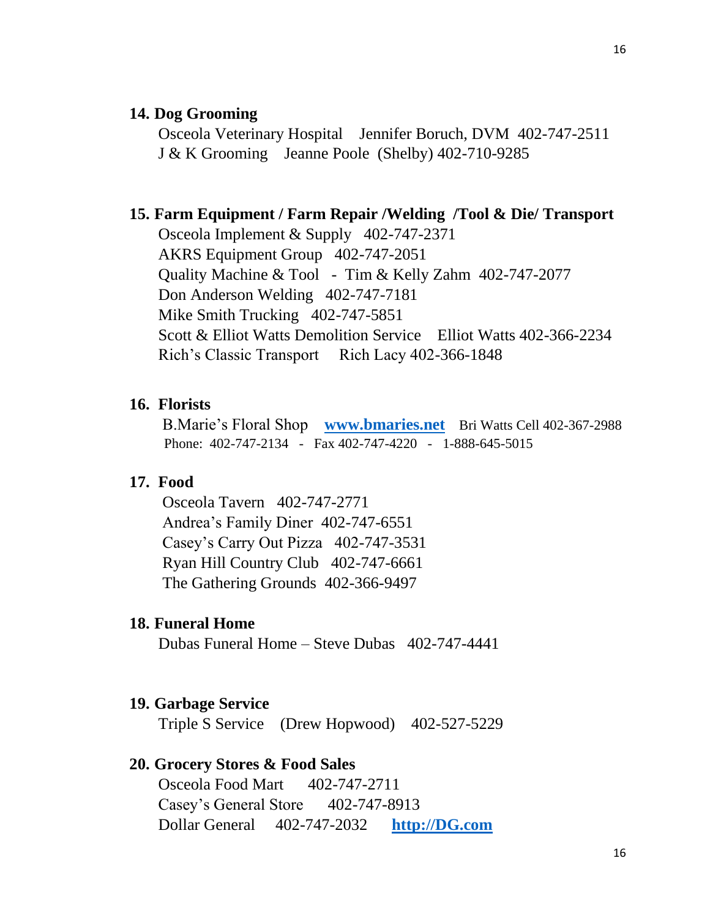**14. Dog Grooming**

Osceola Veterinary Hospital Jennifer Boruch, DVM 402-747-2511
J & K Grooming Jeanne Poole (Shelby) 402-710-9285

**15. Farm Equipment / Farm Repair /Welding /Tool & Die/ Transport**

Osceola Implement & Supply 402-747-2371
AKRS Equipment Group 402-747-2051
Quality Machine & Tool - Tim & Kelly Zahm 402-747-2077
Don Anderson Welding 402-747-7181
Mike Smith Trucking 402-747-5851
Scott & Elliot Watts Demolition Service Elliot Watts 402-366-2234
Rich's Classic Transport Rich Lacy 402-366-1848

**16. Florists**

B.Marie's Floral Shop **www.bmaries.net** Bri Watts Cell 402-367-2988
Phone: 402-747-2134 - Fax 402-747-4220 - 1-888-645-5015

**17. Food**

Osceola Tavern 402-747-2771
Andrea's Family Diner 402-747-6551
Casey's Carry Out Pizza 402-747-3531
Ryan Hill Country Club 402-747-6661
The Gathering Grounds 402-366-9497

**18. Funeral Home**

Dubas Funeral Home – Steve Dubas 402-747-4441

**19. Garbage Service**

Triple S Service (Drew Hopwood) 402-527-5229

**20. Grocery Stores & Food Sales**

Osceola Food Mart 402-747-2711
Casey's General Store 402-747-8913
Dollar General 402-747-2032 **http://DG.com**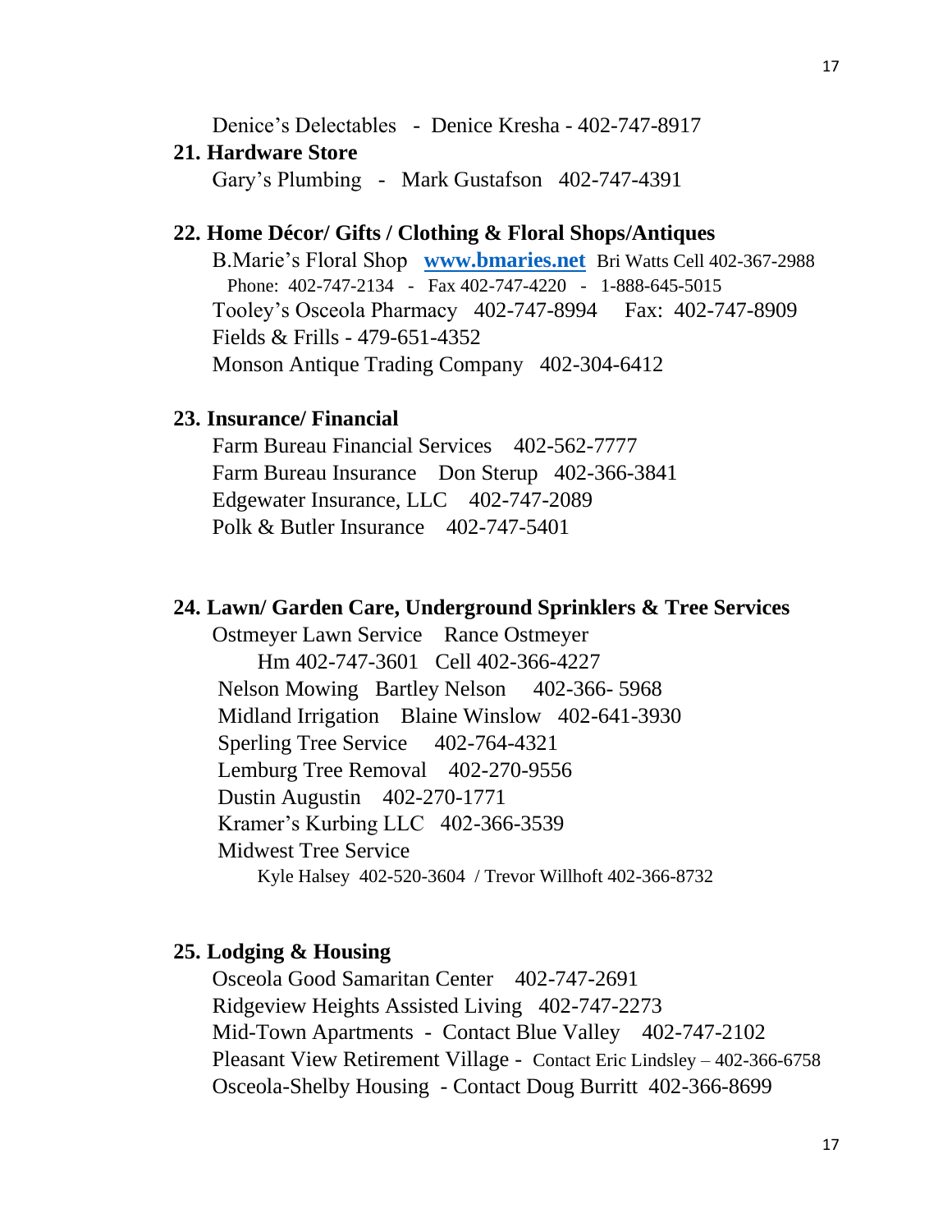Denice's Delectables - Denice Kresha - 402-747-8917

## 21. Hardware Store

Gary's Plumbing - Mark Gustafson 402-747-4391

## 22. Home Décor/ Gifts / Clothing & Floral Shops/Antiques

B.Marie's Floral Shop **[www.bmaries.net](http://www.bmaries.net)** Bri Watts Cell 402-367-2988
Phone: 402-747-2134 - Fax 402-747-4220 - 1-888-645-5015
Tooley's Osceola Pharmacy 402-747-8994 Fax: 402-747-8909
Fields & Frills - 479-651-4352
Monson Antique Trading Company 402-304-6412

## 23. Insurance/ Financial

Farm Bureau Financial Services 402-562-7777
Farm Bureau Insurance Don Sterup 402-366-3841
Edgewater Insurance, LLC 402-747-2089
Polk & Butler Insurance 402-747-5401

## 24. Lawn/ Garden Care, Underground Sprinklers & Tree Services

Ostmeyer Lawn Service Rance Ostmeyer
Hm 402-747-3601 Cell 402-366-4227
Nelson Mowing Bartley Nelson 402-366- 5968
Midland Irrigation Blaine Winslow 402-641-3930
Sperling Tree Service 402-764-4321
Lemburg Tree Removal 402-270-9556
Dustin Augustin 402-270-1771
Kramer's Kurbing LLC 402-366-3539
Midwest Tree Service
Kyle Halsey 402-520-3604 / Trevor Willhoft 402-366-8732

## 25. Lodging & Housing

Osceola Good Samaritan Center 402-747-2691
Ridgeview Heights Assisted Living 402-747-2273
Mid-Town Apartments - Contact Blue Valley 402-747-2102
Pleasant View Retirement Village - Contact Eric Lindsley – 402-366-6758
Osceola-Shelby Housing - Contact Doug Burritt 402-366-8699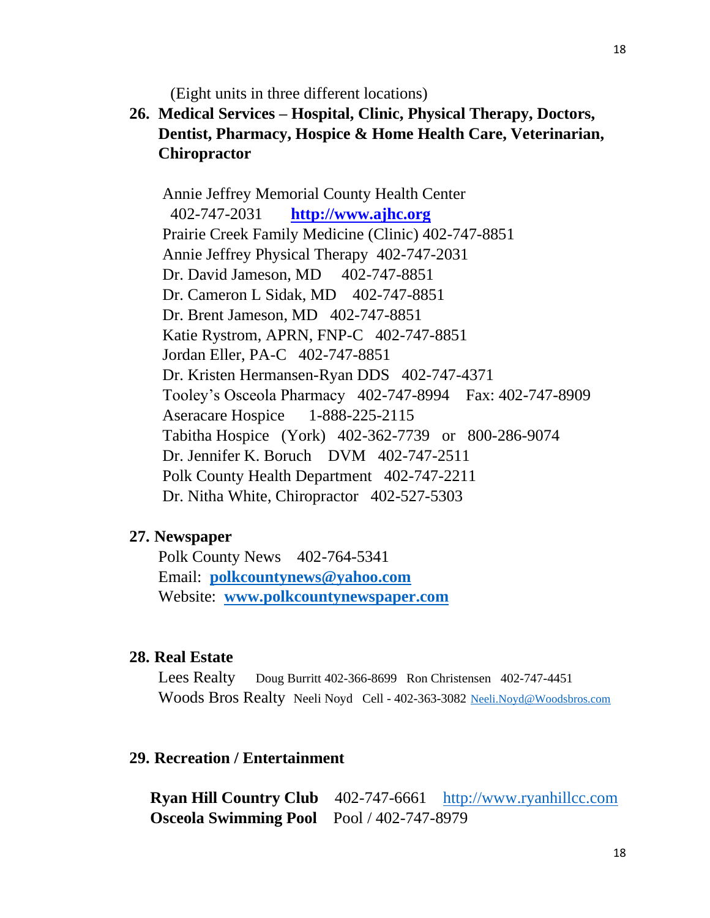(Eight units in three different locations)

**26. Medical Services – Hospital, Clinic, Physical Therapy, Doctors, Dentist, Pharmacy, Hospice & Home Health Care, Veterinarian, Chiropractor**

Annie Jeffrey Memorial County Health Center
402-747-2031 **http://www.ajhc.org**
Prairie Creek Family Medicine (Clinic) 402-747-8851
Annie Jeffrey Physical Therapy 402-747-2031
Dr. David Jameson, MD 402-747-8851
Dr. Cameron L Sidak, MD 402-747-8851
Dr. Brent Jameson, MD 402-747-8851
Katie Rystrom, APRN, FNP-C 402-747-8851
Jordan Eller, PA-C 402-747-8851
Dr. Kristen Hermansen-Ryan DDS 402-747-4371
Tooley's Osceola Pharmacy 402-747-8994 Fax: 402-747-8909
Aseracare Hospice 1-888-225-2115
Tabitha Hospice (York) 402-362-7739 or 800-286-9074
Dr. Jennifer K. Boruch DVM 402-747-2511
Polk County Health Department 402-747-2211
Dr. Nitha White, Chiropractor 402-527-5303

**27. Newspaper**

Polk County News 402-764-5341
Email: **polkcountynews@yahoo.com**
Website: **www.polkcountynewspaper.com**

**28. Real Estate**

Lees Realty Doug Burritt 402-366-8699 Ron Christensen 402-747-4451
Woods Bros Realty Neeli Noyd Cell - 402-363-3082 Neeli.Noyd@Woodsbros.com

**29. Recreation / Entertainment**

**Ryan Hill Country Club** 402-747-6661 http://www.ryanhillcc.com
**Osceola Swimming Pool** Pool / 402-747-8979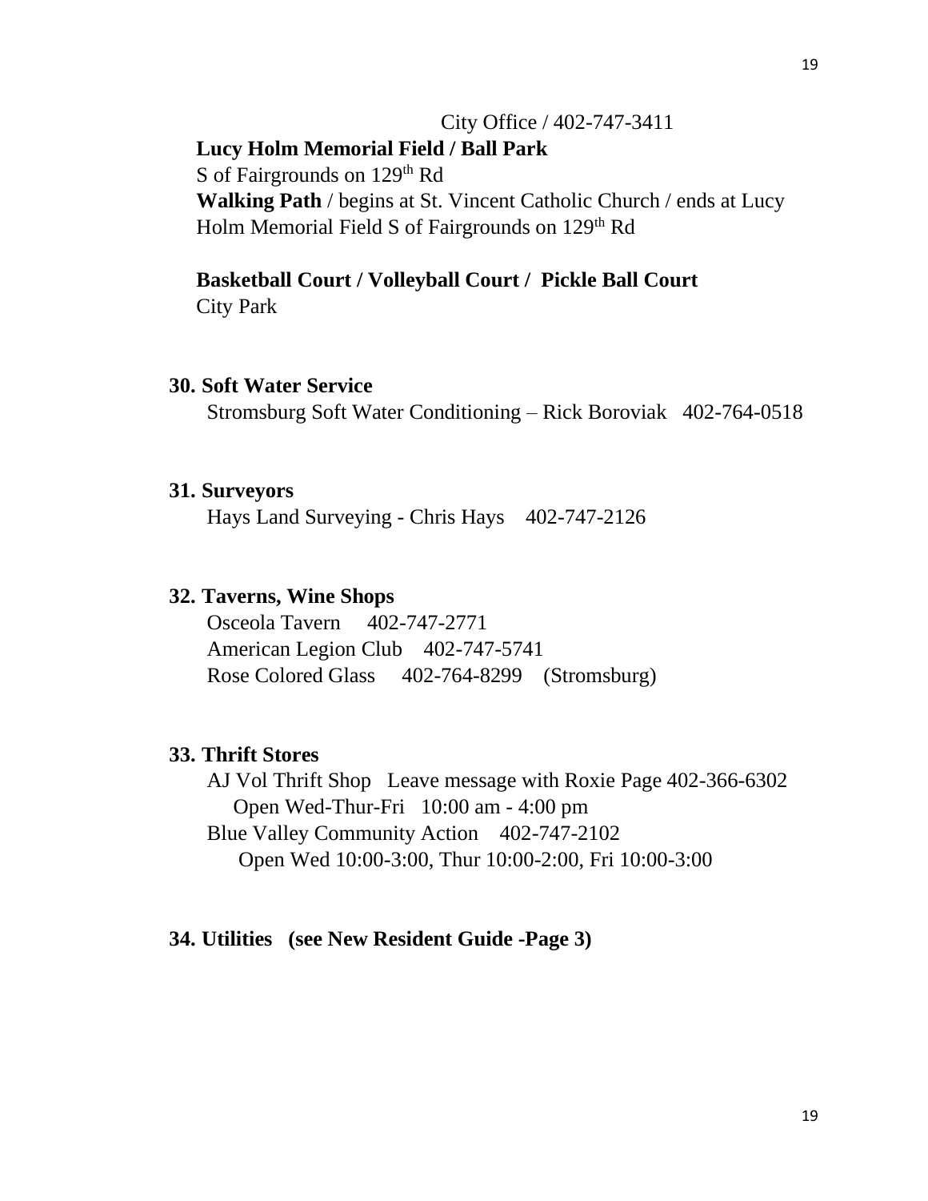City Office / 402-747-3411

**Lucy Holm Memorial Field / Ball Park**
S of Fairgrounds on 129th Rd
**Walking Path** / begins at St. Vincent Catholic Church / ends at Lucy Holm Memorial Field S of Fairgrounds on 129th Rd

**Basketball Court / Volleyball Court / Pickle Ball Court**
City Park

**30. Soft Water Service**

Stromsburg Soft Water Conditioning – Rick Boroviak 402-764-0518

**31. Surveyors**

Hays Land Surveying - Chris Hays 402-747-2126

**32. Taverns, Wine Shops**

Osceola Tavern 402-747-2771
American Legion Club 402-747-5741
Rose Colored Glass 402-764-8299 (Stromsburg)

**33. Thrift Stores**

AJ Vol Thrift Shop Leave message with Roxie Page 402-366-6302
Open Wed-Thur-Fri 10:00 am - 4:00 pm
Blue Valley Community Action 402-747-2102
Open Wed 10:00-3:00, Thur 10:00-2:00, Fri 10:00-3:00

**34. Utilities (see New Resident Guide -Page 3)**